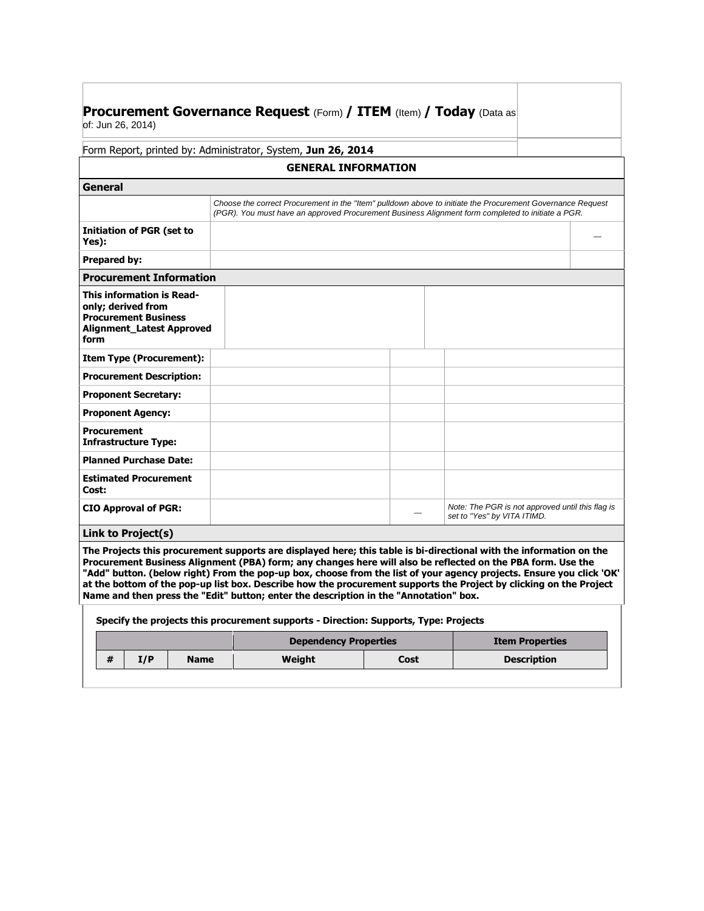# **Procurement Governance Request** (Form) **/ ITEM** (Item) **/ Today** (Data as of: Jun 26, 2014)

Form Report, printed by: Administrator, System, **Jun 26, 2014**

## GENERAL INFORMATION

### General

| | |
|---|---|
| | *Choose the correct Procurement in the "Item" pulldown above to initiate the Procurement Governance Request (PGR). You must have an approved Procurement Business Alignment form completed to initiate a PGR.* |
| **Initiation of PGR (set to Yes):** | — |
| **Prepared by:** | |

### Procurement Information

| | | | |
|---|---|---|---|
| **This information is Read-only; derived from Procurement Business Alignment_Latest Approved form** | | | |
| **Item Type (Procurement):** | | | |
| **Procurement Description:** | | | |
| **Proponent Secretary:** | | | |
| **Proponent Agency:** | | | |
| **Procurement Infrastructure Type:** | | | |
| **Planned Purchase Date:** | | | |
| **Estimated Procurement Cost:** | | | |
| **CIO Approval of PGR:** | | — | *Note: The PGR is not approved until this flag is set to "Yes" by VITA ITIMD.* |

### Link to Project(s)

**The Projects this procurement supports are displayed here; this table is bi-directional with the information on the Procurement Business Alignment (PBA) form; any changes here will also be reflected on the PBA form. Use the "Add" button. (below right) From the pop-up box, choose from the list of your agency projects. Ensure you click 'OK' at the bottom of the pop-up list box. Describe how the procurement supports the Project by clicking on the Project Name and then press the "Edit" button; enter the description in the "Annotation" box.**

**Specify the projects this procurement supports - Direction: Supports, Type: Projects**

| | | | Dependency Properties | | Item Properties |
|---|---|---|---|---|---|
| **#** | **I/P** | **Name** | **Weight** | **Cost** | **Description** |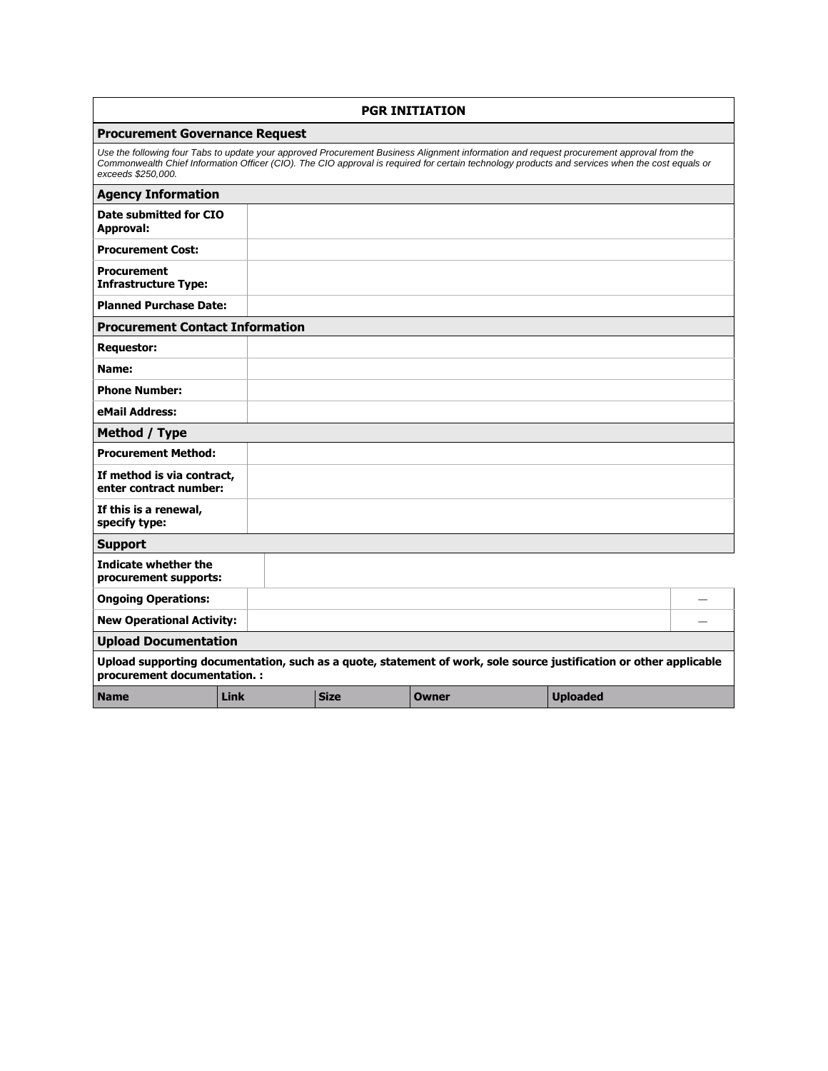## PGR INITIATION

### Procurement Governance Request

*Use the following four Tabs to update your approved Procurement Business Alignment information and request procurement approval from the Commonwealth Chief Information Officer (CIO). The CIO approval is required for certain technology products and services when the cost equals or exceeds $250,000.*

### Agency Information

| | |
|---|---|
| **Date submitted for CIO Approval:** | |
| **Procurement Cost:** | |
| **Procurement Infrastructure Type:** | |
| **Planned Purchase Date:** | |

### Procurement Contact Information

| | |
|---|---|
| **Requestor:** | |
| **Name:** | |
| **Phone Number:** | |
| **eMail Address:** | |

### Method / Type

| | |
|---|---|
| **Procurement Method:** | |
| **If method is via contract, enter contract number:** | |
| **If this is a renewal, specify type:** | |

### Support

| | | |
|---|---|---|
| **Indicate whether the procurement supports:** | | |
| **Ongoing Operations:** | | — |
| **New Operational Activity:** | | — |

### Upload Documentation

**Upload supporting documentation, such as a quote, statement of work, sole source justification or other applicable procurement documentation. :**

| Name | Link | Size | Owner | Uploaded |
|---|---|---|---|---|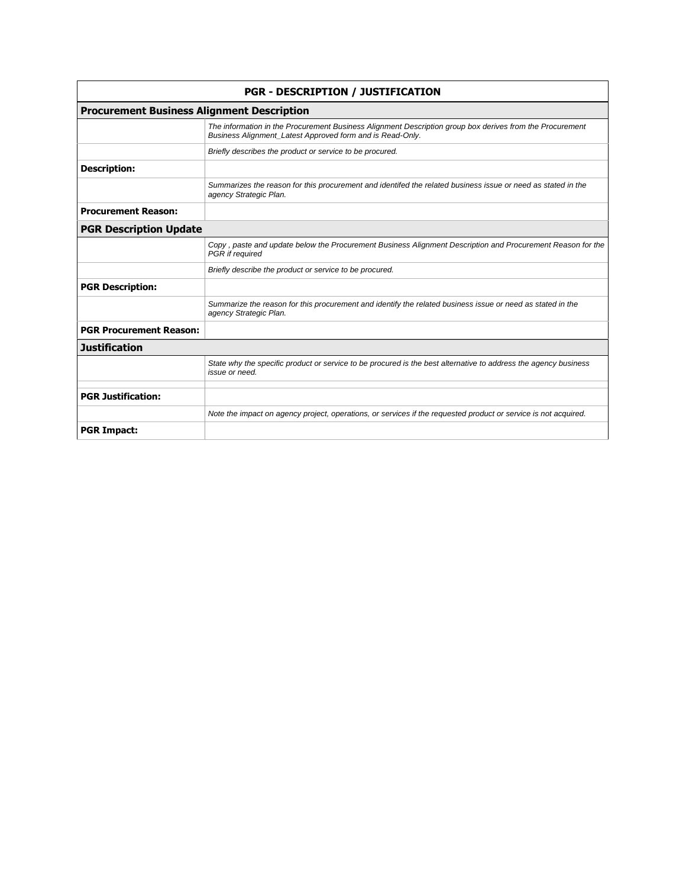| PGR - DESCRIPTION / JUSTIFICATION | |
|---|---|
| **Procurement Business Alignment Description** | |
| | *The information in the Procurement Business Alignment Description group box derives from the Procurement Business Alignment_Latest Approved form and is Read-Only.* |
| | *Briefly describes the product or service to be procured.* |
| **Description:** | |
| | *Summarizes the reason for this procurement and identifed the related business issue or need as stated in the agency Strategic Plan.* |
| **Procurement Reason:** | |
| **PGR Description Update** | |
| | *Copy , paste and update below the Procurement Business Alignment Description and Procurement Reason for the PGR if required* |
| | *Briefly describe the product or service to be procured.* |
| **PGR Description:** | |
| | *Summarize the reason for this procurement and identify the related business issue or need as stated in the agency Strategic Plan.* |
| **PGR Procurement Reason:** | |
| **Justification** | |
| | *State why the specific product or service to be procured is the best alternative to address the agency business issue or need.* |
| | |
| **PGR Justification:** | |
| | *Note the impact on agency project, operations, or services if the requested product or service is not acquired.* |
| **PGR Impact:** | |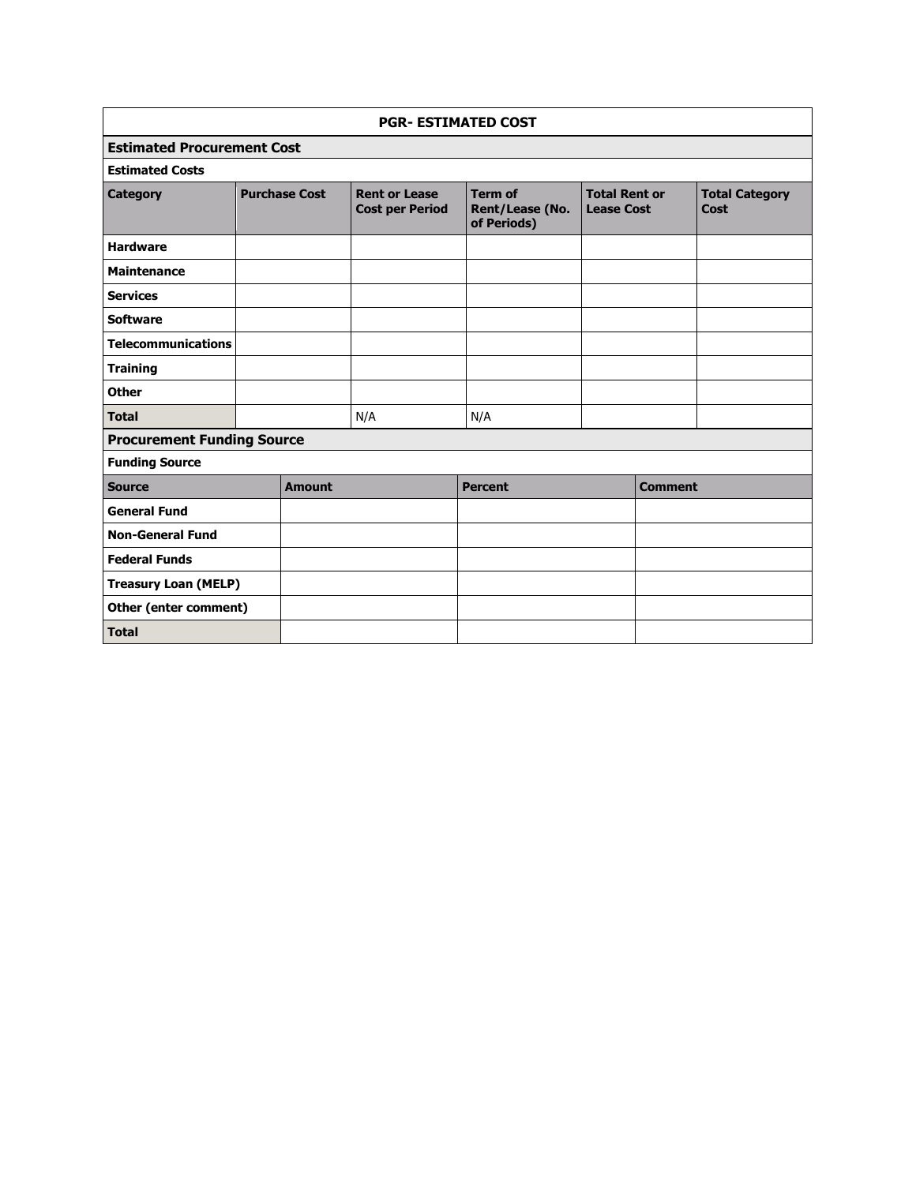## PGR- ESTIMATED COST

### Estimated Procurement Cost

**Estimated Costs**

| Category | Purchase Cost | Rent or Lease Cost per Period | Term of Rent/Lease (No. of Periods) | Total Rent or Lease Cost | Total Category Cost |
|---|---|---|---|---|---|
| **Hardware** | | | | | |
| **Maintenance** | | | | | |
| **Services** | | | | | |
| **Software** | | | | | |
| **Telecommunications** | | | | | |
| **Training** | | | | | |
| **Other** | | | | | |
| **Total** | | N/A | N/A | | |

### Procurement Funding Source

**Funding Source**

| Source | Amount | Percent | Comment |
|---|---|---|---|
| **General Fund** | | | |
| **Non-General Fund** | | | |
| **Federal Funds** | | | |
| **Treasury Loan (MELP)** | | | |
| **Other (enter comment)** | | | |
| **Total** | | | |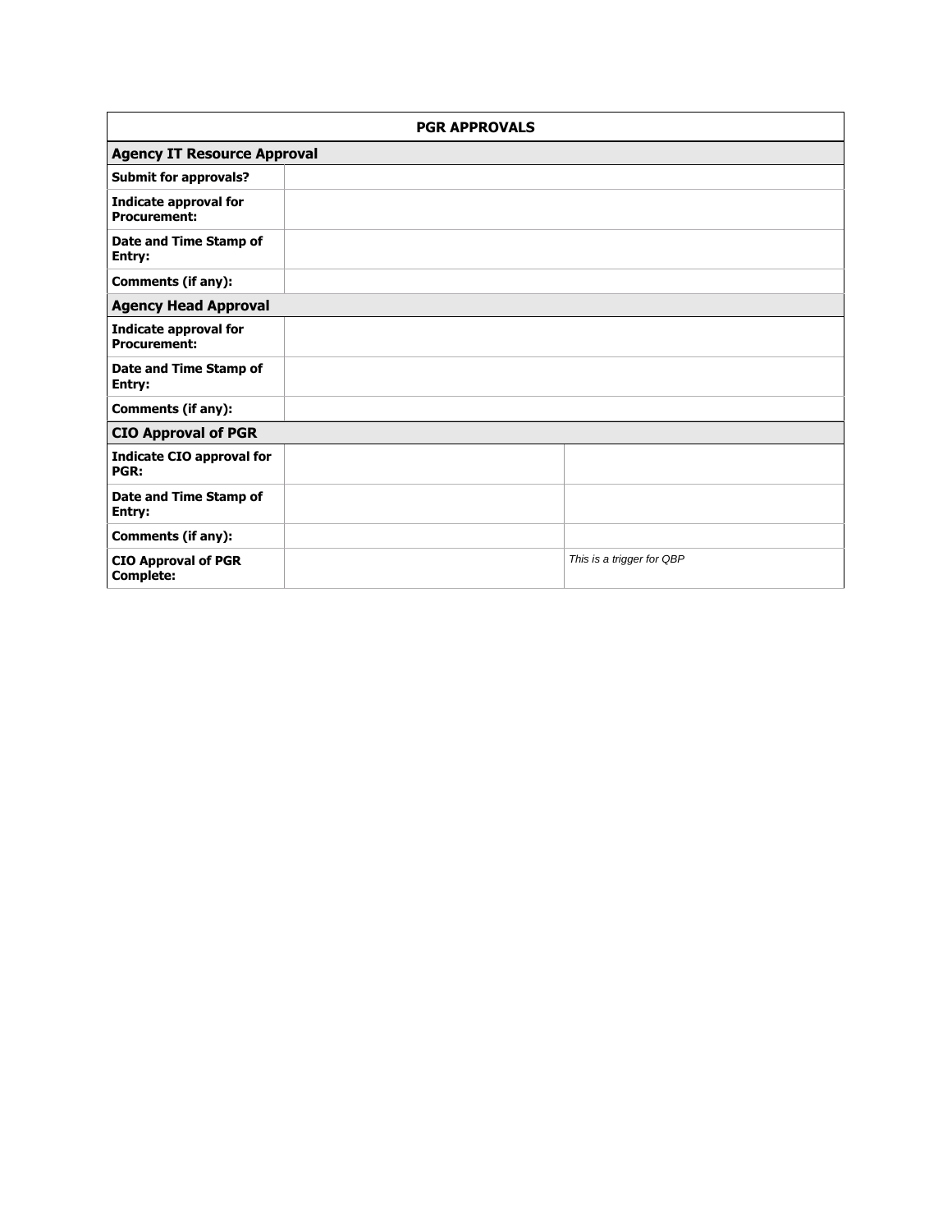| PGR APPROVALS | | |
|---|---|---|
| **Agency IT Resource Approval** | | |
| **Submit for approvals?** | | |
| **Indicate approval for Procurement:** | | |
| **Date and Time Stamp of Entry:** | | |
| **Comments (if any):** | | |
| **Agency Head Approval** | | |
| **Indicate approval for Procurement:** | | |
| **Date and Time Stamp of Entry:** | | |
| **Comments (if any):** | | |
| **CIO Approval of PGR** | | |
| **Indicate CIO approval for PGR:** | | |
| **Date and Time Stamp of Entry:** | | |
| **Comments (if any):** | | |
| **CIO Approval of PGR Complete:** | | *This is a trigger for QBP* |